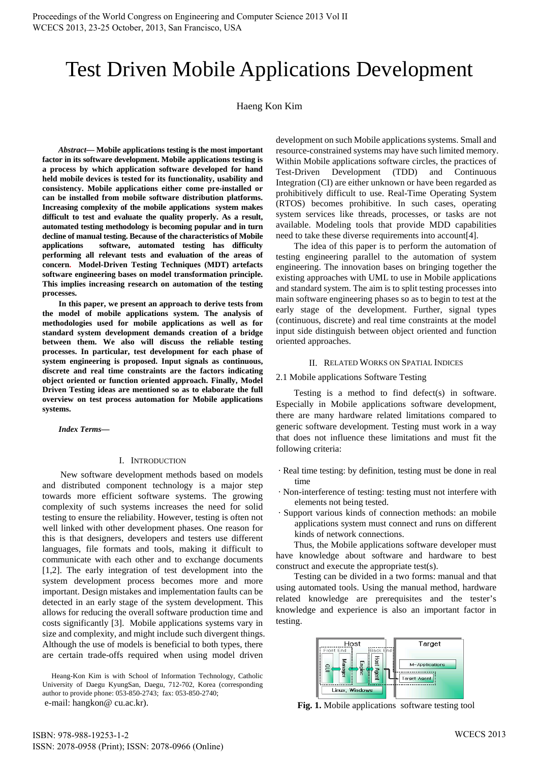# Test Driven Mobile Applications Development

Haeng Kon Kim

***Abstract*— Mobile applications testing is the most important factor in its software development. Mobile applications testing is a process by which application software developed for hand held mobile devices is tested for its functionality, usability and consistency. Mobile applications either come pre-installed or can be installed from mobile software distribution platforms. Increasing complexity of the mobile applications system makes difficult to test and evaluate the quality properly. As a result, automated testing methodology is becoming popular and in turn decline of manual testing. Because of the characteristics of Mobile applications software, automated testing has difficulty performing all relevant tests and evaluation of the areas of concern. Model-Driven Testing Techniques (MDT) artefacts software engineering bases on model transformation principle. This implies increasing research on automation of the testing processes.**

**In this paper, we present an approach to derive tests from the model of mobile applications system. The analysis of methodologies used for mobile applications as well as for standard system development demands creation of a bridge between them. We also will discuss the reliable testing processes. In particular, test development for each phase of system engineering is proposed. Input signals as continuous, discrete and real time constraints are the factors indicating object oriented or function oriented approach. Finally, Model Driven Testing ideas are mentioned so as to elaborate the full overview on test process automation for Mobile applications systems.**

***Index Terms*—**

## I. Introduction

New software development methods based on models and distributed component technology is a major step towards more efficient software systems. The growing complexity of such systems increases the need for solid testing to ensure the reliability. However, testing is often not well linked with other development phases. One reason for this is that designers, developers and testers use different languages, file formats and tools, making it difficult to communicate with each other and to exchange documents [1,2]. The early integration of test development into the system development process becomes more and more important. Design mistakes and implementation faults can be detected in an early stage of the system development. This allows for reducing the overall software production time and costs significantly [3]. Mobile applications systems vary in size and complexity, and might include such divergent things. Although the use of models is beneficial to both types, there are certain trade-offs required when using model driven development on such Mobile applications systems. Small and resource-constrained systems may have such limited memory. Within Mobile applications software circles, the practices of Test-Driven Development (TDD) and Continuous Integration (CI) are either unknown or have been regarded as prohibitively difficult to use. Real-Time Operating System (RTOS) becomes prohibitive. In such cases, operating system services like threads, processes, or tasks are not available. Modeling tools that provide MDD capabilities need to take these diverse requirements into account[4].

The idea of this paper is to perform the automation of testing engineering parallel to the automation of system engineering. The innovation bases on bringing together the existing approaches with UML to use in Mobile applications and standard system. The aim is to split testing processes into main software engineering phases so as to begin to test at the early stage of the development. Further, signal types (continuous, discrete) and real time constraints at the model input side distinguish between object oriented and function oriented approaches.

Heang-Kon Kim is with School of Information Technology, Catholic University of Daegu KyungSan, Daegu, 712-702, Korea (corresponding author to provide phone: 053-850-2743; fax: 053-850-2740; e-mail: hangkon@ cu.ac.kr).

## II. Related Works on Spatial Indices

### 2.1 Mobile applications Software Testing

Testing is a method to find defect(s) in software. Especially in Mobile applications software development, there are many hardware related limitations compared to generic software development. Testing must work in a way that does not influence these limitations and must fit the following criteria:

- Real time testing: by definition, testing must be done in real time
- Non-interference of testing: testing must not interfere with elements not being tested.
- Support various kinds of connection methods: an mobile applications system must connect and runs on different kinds of network connections.

Thus, the Mobile applications software developer must have knowledge about software and hardware to best construct and execute the appropriate test(s).

Testing can be divided in a two forms: manual and that using automated tools. Using the manual method, hardware related knowledge are prerequisites and the tester's knowledge and experience is also an important factor in testing.

**Fig. 1.** Mobile applications software testing tool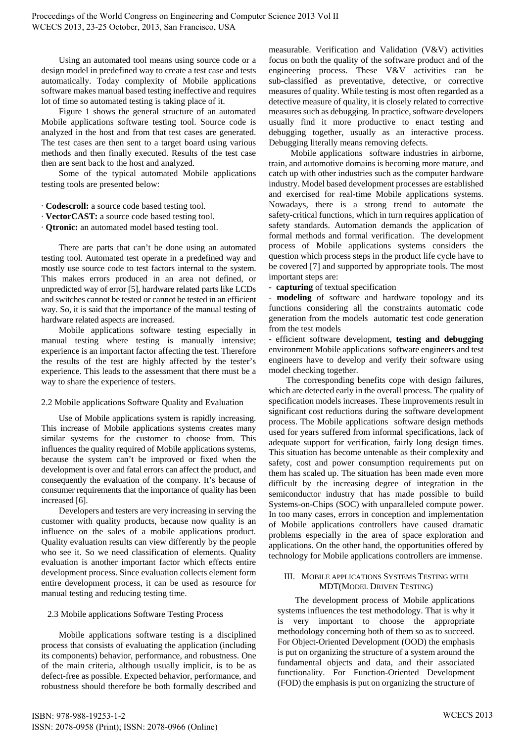Using an automated tool means using source code or a design model in predefined way to create a test case and tests automatically. Today complexity of Mobile applications software makes manual based testing ineffective and requires lot of time so automated testing is taking place of it.

Figure 1 shows the general structure of an automated Mobile applications software testing tool. Source code is analyzed in the host and from that test cases are generated. The test cases are then sent to a target board using various methods and then finally executed. Results of the test case then are sent back to the host and analyzed.

Some of the typical automated Mobile applications testing tools are presented below:

· **Codescroll:** a source code based testing tool.
· **VectorCAST:** a source code based testing tool.
· **Qtronic:** an automated model based testing tool.

There are parts that can't be done using an automated testing tool. Automated test operate in a predefined way and mostly use source code to test factors internal to the system. This makes errors produced in an area not defined, or unpredicted way of error [5], hardware related parts like LCDs and switches cannot be tested or cannot be tested in an efficient way. So, it is said that the importance of the manual testing of hardware related aspects are increased.

Mobile applications software testing especially in manual testing where testing is manually intensive; experience is an important factor affecting the test. Therefore the results of the test are highly affected by the tester's experience. This leads to the assessment that there must be a way to share the experience of testers.

### 2.2 Mobile applications Software Quality and Evaluation

Use of Mobile applications system is rapidly increasing. This increase of Mobile applications systems creates many similar systems for the customer to choose from. This influences the quality required of Mobile applications systems, because the system can't be improved or fixed when the development is over and fatal errors can affect the product, and consequently the evaluation of the company. It's because of consumer requirements that the importance of quality has been increased [6].

Developers and testers are very increasing in serving the customer with quality products, because now quality is an influence on the sales of a mobile applications product. Quality evaluation results can view differently by the people who see it. So we need classification of elements. Quality evaluation is another important factor which effects entire development process. Since evaluation collects element form entire development process, it can be used as resource for manual testing and reducing testing time.

### 2.3 Mobile applications Software Testing Process

Mobile applications software testing is a disciplined process that consists of evaluating the application (including its components) behavior, performance, and robustness. One of the main criteria, although usually implicit, is to be as defect-free as possible. Expected behavior, performance, and robustness should therefore be both formally described and measurable. Verification and Validation (V&V) activities focus on both the quality of the software product and of the engineering process. These V&V activities can be sub-classified as preventative, detective, or corrective measures of quality. While testing is most often regarded as a detective measure of quality, it is closely related to corrective measures such as debugging. In practice, software developers usually find it more productive to enact testing and debugging together, usually as an interactive process. Debugging literally means removing defects.

Mobile applications software industries in airborne, train, and automotive domains is becoming more mature, and catch up with other industries such as the computer hardware industry. Model based development processes are established and exercised for real-time Mobile applications systems. Nowadays, there is a strong trend to automate the safety-critical functions, which in turn requires application of safety standards. Automation demands the application of formal methods and formal verification. The development process of Mobile applications systems considers the question which process steps in the product life cycle have to be covered [7] and supported by appropriate tools. The most important steps are:

- **capturing** of textual specification
- **modeling** of software and hardware topology and its functions considering all the constraints automatic code generation from the models automatic test code generation from the test models
- efficient software development, **testing and debugging** environment Mobile applications software engineers and test engineers have to develop and verify their software using model checking together.

The corresponding benefits cope with design failures, which are detected early in the overall process. The quality of specification models increases. These improvements result in significant cost reductions during the software development process. The Mobile applications software design methods used for years suffered from informal specifications, lack of adequate support for verification, fairly long design times. This situation has become untenable as their complexity and safety, cost and power consumption requirements put on them has scaled up. The situation has been made even more difficult by the increasing degree of integration in the semiconductor industry that has made possible to build Systems-on-Chips (SOC) with unparalleled compute power. In too many cases, errors in conception and implementation of Mobile applications controllers have caused dramatic problems especially in the area of space exploration and applications. On the other hand, the opportunities offered by technology for Mobile applications controllers are immense.

## III. Mobile applications Systems Testing with MDT (Model Driven Testing)

The development process of Mobile applications systems influences the test methodology. That is why it is very important to choose the appropriate methodology concerning both of them so as to succeed. For Object-Oriented Development (OOD) the emphasis is put on organizing the structure of a system around the fundamental objects and data, and their associated functionality. For Function-Oriented Development (FOD) the emphasis is put on organizing the structure of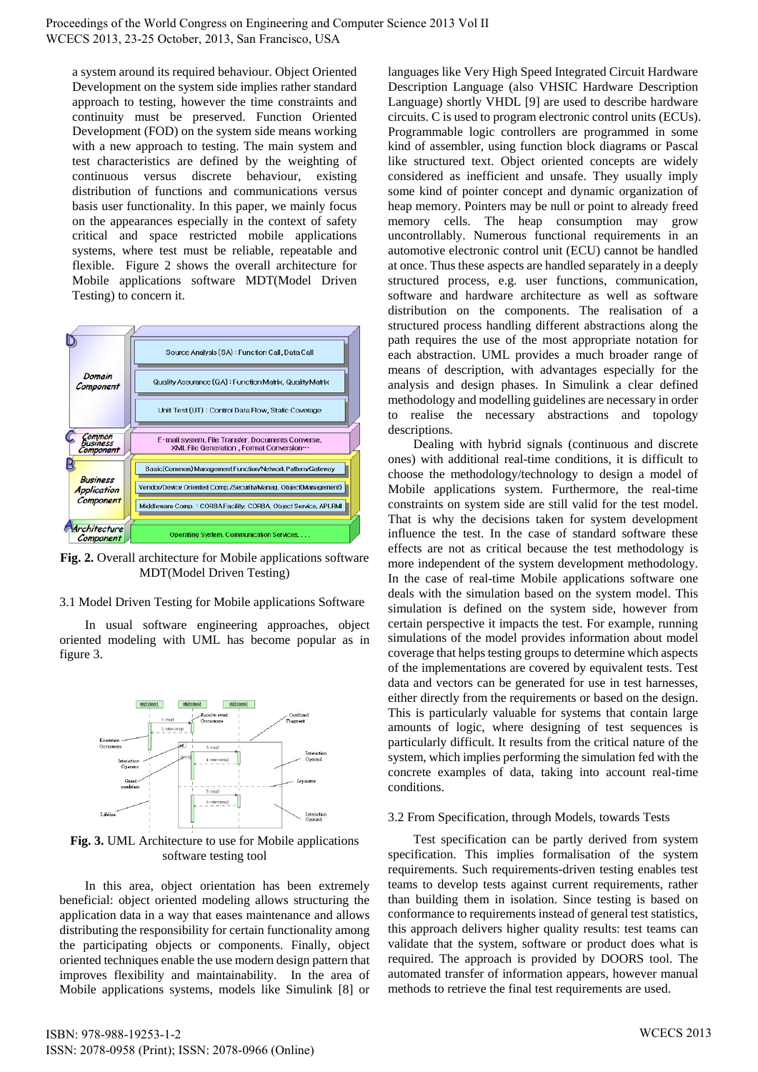a system around its required behaviour. Object Oriented Development on the system side implies rather standard approach to testing, however the time constraints and continuity must be preserved. Function Oriented Development (FOD) on the system side means working with a new approach to testing. The main system and test characteristics are defined by the weighting of continuous versus discrete behaviour, existing distribution of functions and communications versus basis user functionality. In this paper, we mainly focus on the appearances especially in the context of safety critical and space restricted mobile applications systems, where test must be reliable, repeatable and flexible. Figure 2 shows the overall architecture for Mobile applications software MDT(Model Driven Testing) to concern it.

**Fig. 2.** Overall architecture for Mobile applications software MDT(Model Driven Testing)

### 3.1 Model Driven Testing for Mobile applications Software

In usual software engineering approaches, object oriented modeling with UML has become popular as in figure 3.

**Fig. 3.** UML Architecture to use for Mobile applications software testing tool

In this area, object orientation has been extremely beneficial: object oriented modeling allows structuring the application data in a way that eases maintenance and allows distributing the responsibility for certain functionality among the participating objects or components. Finally, object oriented techniques enable the use modern design pattern that improves flexibility and maintainability. In the area of Mobile applications systems, models like Simulink [8] or languages like Very High Speed Integrated Circuit Hardware Description Language (also VHSIC Hardware Description Language) shortly VHDL [9] are used to describe hardware circuits. C is used to program electronic control units (ECUs). Programmable logic controllers are programmed in some kind of assembler, using function block diagrams or Pascal like structured text. Object oriented concepts are widely considered as inefficient and unsafe. They usually imply some kind of pointer concept and dynamic organization of heap memory. Pointers may be null or point to already freed memory cells. The heap consumption may grow uncontrollably. Numerous functional requirements in an automotive electronic control unit (ECU) cannot be handled at once. Thus these aspects are handled separately in a deeply structured process, e.g. user functions, communication, software and hardware architecture as well as software distribution on the components. The realisation of a structured process handling different abstractions along the path requires the use of the most appropriate notation for each abstraction. UML provides a much broader range of means of description, with advantages especially for the analysis and design phases. In Simulink a clear defined methodology and modelling guidelines are necessary in order to realise the necessary abstractions and topology descriptions.

Dealing with hybrid signals (continuous and discrete ones) with additional real-time conditions, it is difficult to choose the methodology/technology to design a model of Mobile applications system. Furthermore, the real-time constraints on system side are still valid for the test model. That is why the decisions taken for system development influence the test. In the case of standard software these effects are not as critical because the test methodology is more independent of the system development methodology. In the case of real-time Mobile applications software one deals with the simulation based on the system model. This simulation is defined on the system side, however from certain perspective it impacts the test. For example, running simulations of the model provides information about model coverage that helps testing groups to determine which aspects of the implementations are covered by equivalent tests. Test data and vectors can be generated for use in test harnesses, either directly from the requirements or based on the design. This is particularly valuable for systems that contain large amounts of logic, where designing of test sequences is particularly difficult. It results from the critical nature of the system, which implies performing the simulation fed with the concrete examples of data, taking into account real-time conditions.

### 3.2 From Specification, through Models, towards Tests

Test specification can be partly derived from system specification. This implies formalisation of the system requirements. Such requirements-driven testing enables test teams to develop tests against current requirements, rather than building them in isolation. Since testing is based on conformance to requirements instead of general test statistics, this approach delivers higher quality results: test teams can validate that the system, software or product does what is required. The approach is provided by DOORS tool. The automated transfer of information appears, however manual methods to retrieve the final test requirements are used.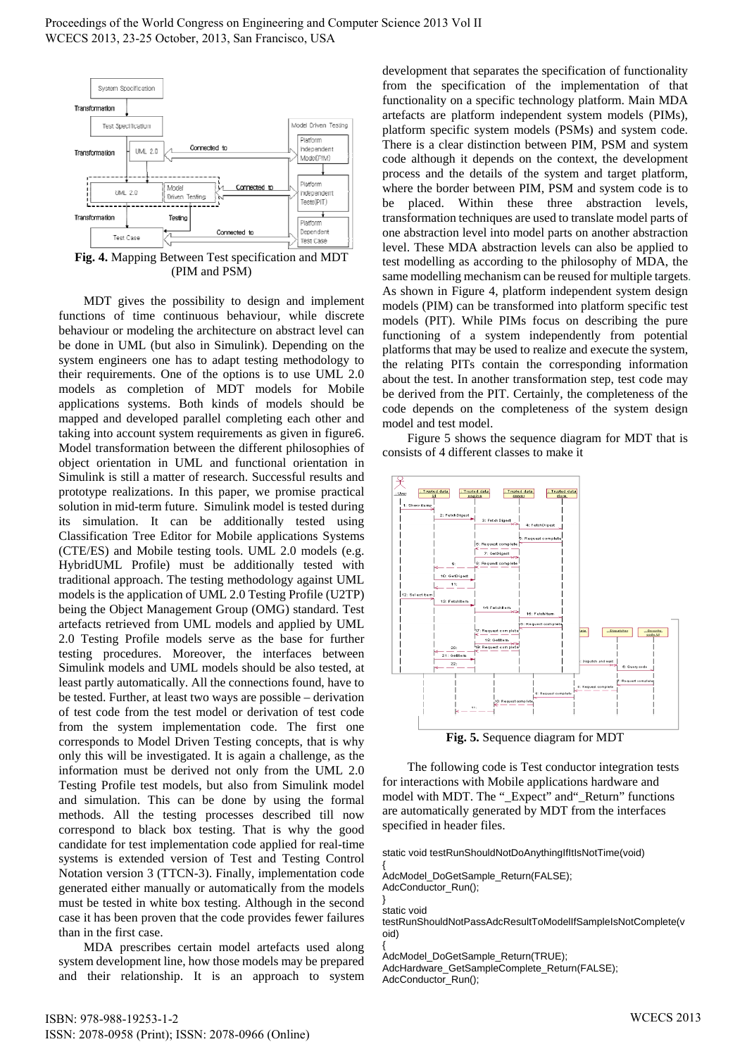Fig. 4. Mapping Between Test specification and MDT (PIM and PSM)

MDT gives the possibility to design and implement functions of time continuous behaviour, while discrete behaviour or modeling the architecture on abstract level can be done in UML (but also in Simulink). Depending on the system engineers one has to adapt testing methodology to their requirements. One of the options is to use UML 2.0 models as completion of MDT models for Mobile applications systems. Both kinds of models should be mapped and developed parallel completing each other and taking into account system requirements as given in figure6. Model transformation between the different philosophies of object orientation in UML and functional orientation in Simulink is still a matter of research. Successful results and prototype realizations. In this paper, we promise practical solution in mid-term future. Simulink model is tested during its simulation. It can be additionally tested using Classification Tree Editor for Mobile applications Systems (CTE/ES) and Mobile testing tools. UML 2.0 models (e.g. HybridUML Profile) must be additionally tested with traditional approach. The testing methodology against UML models is the application of UML 2.0 Testing Profile (U2TP) being the Object Management Group (OMG) standard. Test artefacts retrieved from UML models and applied by UML 2.0 Testing Profile models serve as the base for further testing procedures. Moreover, the interfaces between Simulink models and UML models should be also tested, at least partly automatically. All the connections found, have to be tested. Further, at least two ways are possible – derivation of test code from the test model or derivation of test code from the system implementation code. The first one corresponds to Model Driven Testing concepts, that is why only this will be investigated. It is again a challenge, as the information must be derived not only from the UML 2.0 Testing Profile test models, but also from Simulink model and simulation. This can be done by using the formal methods. All the testing processes described till now correspond to black box testing. That is why the good candidate for test implementation code applied for real-time systems is extended version of Test and Testing Control Notation version 3 (TTCN-3). Finally, implementation code generated either manually or automatically from the models must be tested in white box testing. Although in the second case it has been proven that the code provides fewer failures than in the first case.

MDA prescribes certain model artefacts used along system development line, how those models may be prepared and their relationship. It is an approach to system development that separates the specification of functionality from the specification of the implementation of that functionality on a specific technology platform. Main MDA artefacts are platform independent system models (PIMs), platform specific system models (PSMs) and system code. There is a clear distinction between PIM, PSM and system code although it depends on the context, the development process and the details of the system and target platform, where the border between PIM, PSM and system code is to be placed. Within these three abstraction levels, transformation techniques are used to translate model parts of one abstraction level into model parts on another abstraction level. These MDA abstraction levels can also be applied to test modelling as according to the philosophy of MDA, the same modelling mechanism can be reused for multiple targets. As shown in Figure 4, platform independent system design models (PIM) can be transformed into platform specific test models (PIT). While PIMs focus on describing the pure functioning of a system independently from potential platforms that may be used to realize and execute the system, the relating PITs contain the corresponding information about the test. In another transformation step, test code may be derived from the PIT. Certainly, the completeness of the code depends on the completeness of the system design model and test model.

Figure 5 shows the sequence diagram for MDT that is consists of 4 different classes to make it

Fig. 5. Sequence diagram for MDT

The following code is Test conductor integration tests for interactions with Mobile applications hardware and model with MDT. The "_Expect" and"_Return" functions are automatically generated by MDT from the interfaces specified in header files.

```
static void testRunShouldNotDoAnythingIfItIsNotTime(void)
{
AdcModel_DoGetSample_Return(FALSE);
AdcConductor_Run();
}
static void
testRunShouldNotPassAdcResultToModelIfSampleIsNotComplete(void)
{
AdcModel_DoGetSample_Return(TRUE);
AdcHardware_GetSampleComplete_Return(FALSE);
AdcConductor_Run();
```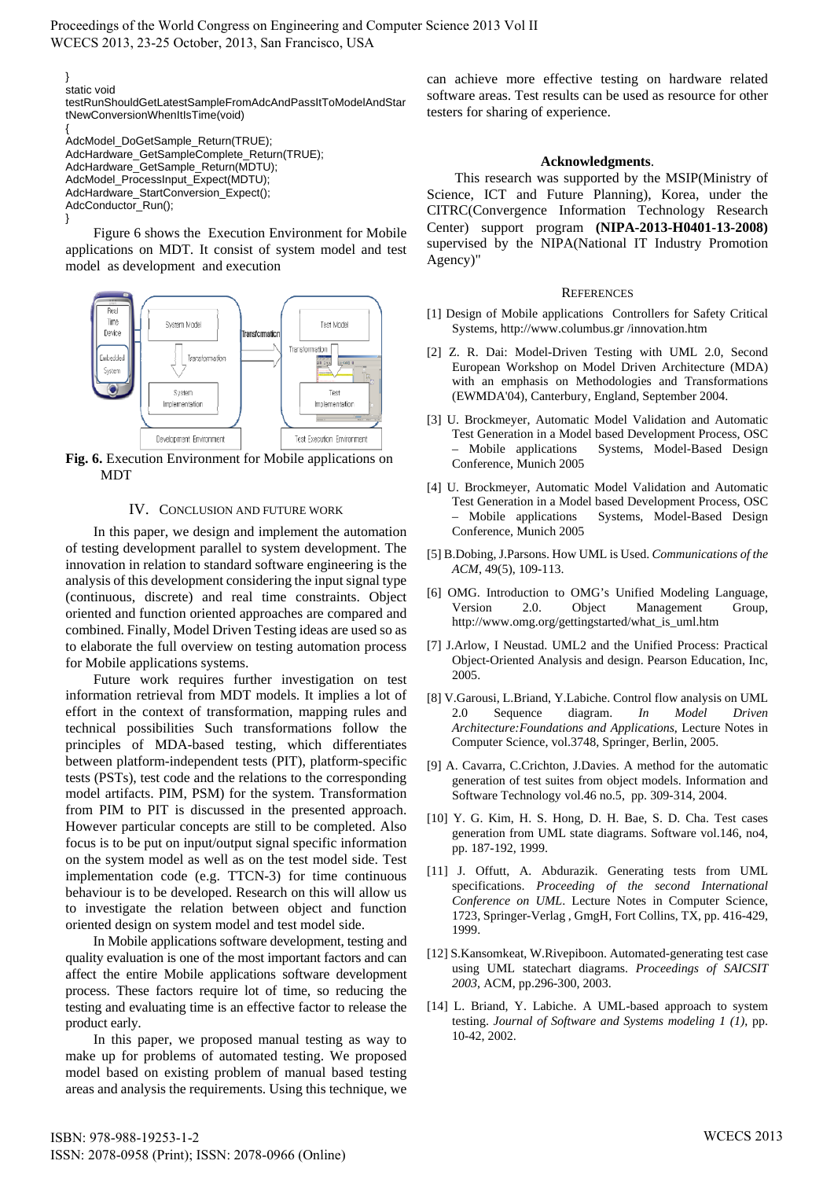```
}
static void
testRunShouldGetLatestSampleFromAdcAndPassItToModelAndStartNewConversionWhenItIsTime(void)
{
AdcModel_DoGetSample_Return(TRUE);
AdcHardware_GetSampleComplete_Return(TRUE);
AdcHardware_GetSample_Return(MDTU);
AdcModel_ProcessInput_Expect(MDTU);
AdcHardware_StartConversion_Expect();
AdcConductor_Run();
}
```

Figure 6 shows the Execution Environment for Mobile applications on MDT. It consist of system model and test model as development and execution

Real Time Device

Embedded System

System Model

Transformation

System Implementation

Transformation

Test Model

Transformation

Test Implementation

Development Environment

Test Execution Environment

**Fig. 6.** Execution Environment for Mobile applications on MDT

## IV. Conclusion and Future Work

In this paper, we design and implement the automation of testing development parallel to system development. The innovation in relation to standard software engineering is the analysis of this development considering the input signal type (continuous, discrete) and real time constraints. Object oriented and function oriented approaches are compared and combined. Finally, Model Driven Testing ideas are used so as to elaborate the full overview on testing automation process for Mobile applications systems.

Future work requires further investigation on test information retrieval from MDT models. It implies a lot of effort in the context of transformation, mapping rules and technical possibilities Such transformations follow the principles of MDA-based testing, which differentiates between platform-independent tests (PIT), platform-specific tests (PSTs), test code and the relations to the corresponding model artifacts. PIM, PSM) for the system. Transformation from PIM to PIT is discussed in the presented approach. However particular concepts are still to be completed. Also focus is to be put on input/output signal specific information on the system model as well as on the test model side. Test implementation code (e.g. TTCN-3) for time continuous behaviour is to be developed. Research on this will allow us to investigate the relation between object and function oriented design on system model and test model side.

In Mobile applications software development, testing and quality evaluation is one of the most important factors and can affect the entire Mobile applications software development process. These factors require lot of time, so reducing the testing and evaluating time is an effective factor to release the product early.

In this paper, we proposed manual testing as way to make up for problems of automated testing. We proposed model based on existing problem of manual based testing areas and analysis the requirements. Using this technique, we can achieve more effective testing on hardware related software areas. Test results can be used as resource for other testers for sharing of experience.

### Acknowledgments.

This research was supported by the MSIP(Ministry of Science, ICT and Future Planning), Korea, under the CITRC(Convergence Information Technology Research Center) support program **(NIPA-2013-H0401-13-2008)** supervised by the NIPA(National IT Industry Promotion Agency)"

## References

[1] Design of Mobile applications Controllers for Safety Critical Systems, http://www.columbus.gr /innovation.htm

[2] Z. R. Dai: Model-Driven Testing with UML 2.0, Second European Workshop on Model Driven Architecture (MDA) with an emphasis on Methodologies and Transformations (EWMDA'04), Canterbury, England, September 2004.

[3] U. Brockmeyer, Automatic Model Validation and Automatic Test Generation in a Model based Development Process, OSC – Mobile applications Systems, Model-Based Design Conference, Munich 2005

[4] U. Brockmeyer, Automatic Model Validation and Automatic Test Generation in a Model based Development Process, OSC – Mobile applications Systems, Model-Based Design Conference, Munich 2005

[5] B.Dobing, J.Parsons. How UML is Used. *Communications of the ACM*, 49(5), 109-113.

[6] OMG. Introduction to OMG's Unified Modeling Language, Version 2.0. Object Management Group, http://www.omg.org/gettingstarted/what_is_uml.htm

[7] J.Arlow, I Neustad. UML2 and the Unified Process: Practical Object-Oriented Analysis and design. Pearson Education, Inc, 2005.

[8] V.Garousi, L.Briand, Y.Labiche. Control flow analysis on UML 2.0 Sequence diagram. *In Model Driven Architecture:Foundations and Applications*, Lecture Notes in Computer Science, vol.3748, Springer, Berlin, 2005.

[9] A. Cavarra, C.Crichton, J.Davies. A method for the automatic generation of test suites from object models. Information and Software Technology vol.46 no.5, pp. 309-314, 2004.

[10] Y. G. Kim, H. S. Hong, D. H. Bae, S. D. Cha. Test cases generation from UML state diagrams. Software vol.146, no4, pp. 187-192, 1999.

[11] J. Offutt, A. Abdurazik. Generating tests from UML specifications. *Proceeding of the second International Conference on UML*. Lecture Notes in Computer Science, 1723, Springer-Verlag , GmgH, Fort Collins, TX, pp. 416-429, 1999.

[12] S.Kansomkeat, W.Rivepiboon. Automated-generating test case using UML statechart diagrams. *Proceedings of SAICSIT 2003*, ACM, pp.296-300, 2003.

[14] L. Briand, Y. Labiche. A UML-based approach to system testing. *Journal of Software and Systems modeling 1 (1)*, pp. 10-42, 2002.